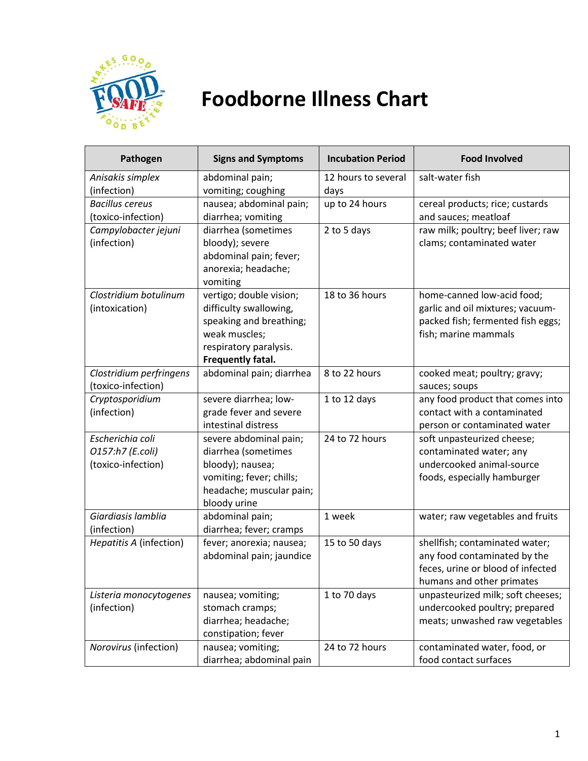# Foodborne Illness Chart

| Pathogen | Signs and Symptoms | Incubation Period | Food Involved |
|---|---|---|---|
| *Anisakis simplex* (infection) | abdominal pain; vomiting; coughing | 12 hours to several days | salt-water fish |
| *Bacillus cereus* (toxico-infection) | nausea; abdominal pain; diarrhea; vomiting | up to 24 hours | cereal products; rice; custards and sauces; meatloaf |
| *Campylobacter jejuni* (infection) | diarrhea (sometimes bloody); severe abdominal pain; fever; anorexia; headache; vomiting | 2 to 5 days | raw milk; poultry; beef liver; raw clams; contaminated water |
| *Clostridium botulinum* (intoxication) | vertigo; double vision; difficulty swallowing, speaking and breathing; weak muscles; respiratory paralysis. **Frequently fatal.** | 18 to 36 hours | home-canned low-acid food; garlic and oil mixtures; vacuum-packed fish; fermented fish eggs; fish; marine mammals |
| *Clostridium perfringens* (toxico-infection) | abdominal pain; diarrhea | 8 to 22 hours | cooked meat; poultry; gravy; sauces; soups |
| *Cryptosporidium* (infection) | severe diarrhea; low-grade fever and severe intestinal distress | 1 to 12 days | any food product that comes into contact with a contaminated person or contaminated water |
| *Escherichia coli O157:h7 (E.coli)* (toxico-infection) | severe abdominal pain; diarrhea (sometimes bloody); nausea; vomiting; fever; chills; headache; muscular pain; bloody urine | 24 to 72 hours | soft unpasteurized cheese; contaminated water; any undercooked animal-source foods, especially hamburger |
| *Giardiasis lamblia* (infection) | abdominal pain; diarrhea; fever; cramps | 1 week | water; raw vegetables and fruits |
| *Hepatitis A* (infection) | fever; anorexia; nausea; abdominal pain; jaundice | 15 to 50 days | shellfish; contaminated water; any food contaminated by the feces, urine or blood of infected humans and other primates |
| *Listeria monocytogenes* (infection) | nausea; vomiting; stomach cramps; diarrhea; headache; constipation; fever | 1 to 70 days | unpasteurized milk; soft cheeses; undercooked poultry; prepared meats; unwashed raw vegetables |
| *Norovirus* (infection) | nausea; vomiting; diarrhea; abdominal pain | 24 to 72 hours | contaminated water, food, or food contact surfaces |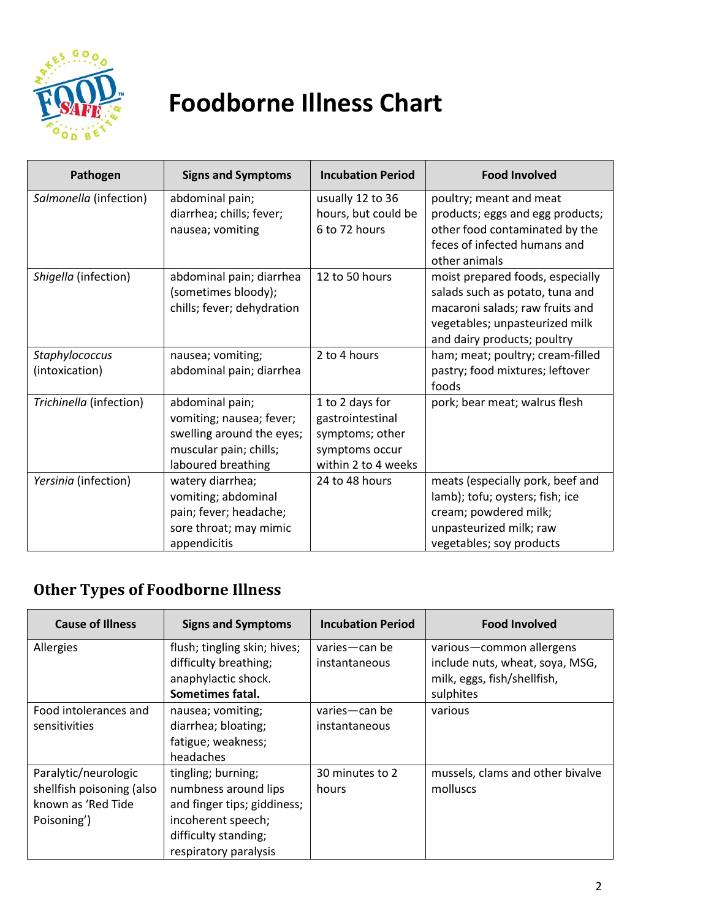# Foodborne Illness Chart

| Pathogen | Signs and Symptoms | Incubation Period | Food Involved |
|---|---|---|---|
| *Salmonella* (infection) | abdominal pain; diarrhea; chills; fever; nausea; vomiting | usually 12 to 36 hours, but could be 6 to 72 hours | poultry; meant and meat products; eggs and egg products; other food contaminated by the feces of infected humans and other animals |
| *Shigella* (infection) | abdominal pain; diarrhea (sometimes bloody); chills; fever; dehydration | 12 to 50 hours | moist prepared foods, especially salads such as potato, tuna and macaroni salads; raw fruits and vegetables; unpasteurized milk and dairy products; poultry |
| *Staphylococcus* (intoxication) | nausea; vomiting; abdominal pain; diarrhea | 2 to 4 hours | ham; meat; poultry; cream-filled pastry; food mixtures; leftover foods |
| *Trichinella* (infection) | abdominal pain; vomiting; nausea; fever; swelling around the eyes; muscular pain; chills; laboured breathing | 1 to 2 days for gastrointestinal symptoms; other symptoms occur within 2 to 4 weeks | pork; bear meat; walrus flesh |
| *Yersinia* (infection) | watery diarrhea; vomiting; abdominal pain; fever; headache; sore throat; may mimic appendicitis | 24 to 48 hours | meats (especially pork, beef and lamb); tofu; oysters; fish; ice cream; powdered milk; unpasteurized milk; raw vegetables; soy products |

## Other Types of Foodborne Illness

| Cause of Illness | Signs and Symptoms | Incubation Period | Food Involved |
|---|---|---|---|
| Allergies | flush; tingling skin; hives; difficulty breathing; anaphylactic shock. **Sometimes fatal.** | varies—can be instantaneous | various—common allergens include nuts, wheat, soya, MSG, milk, eggs, fish/shellfish, sulphites |
| Food intolerances and sensitivities | nausea; vomiting; diarrhea; bloating; fatigue; weakness; headaches | varies—can be instantaneous | various |
| Paralytic/neurologic shellfish poisoning (also known as 'Red Tide Poisoning') | tingling; burning; numbness around lips and finger tips; giddiness; incoherent speech; difficulty standing; respiratory paralysis | 30 minutes to 2 hours | mussels, clams and other bivalve molluscs |